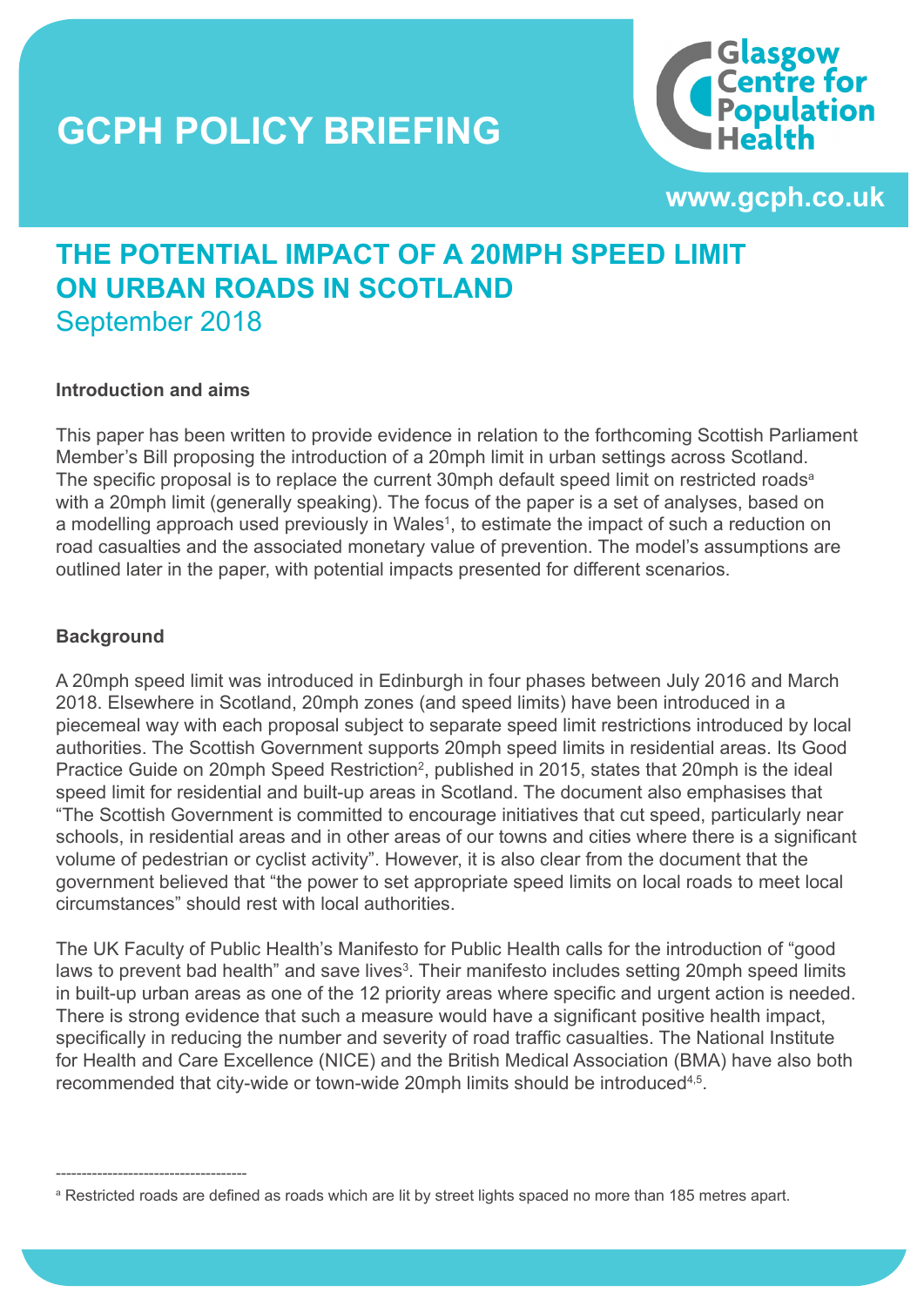# GCPH POLICY BRIEFING

Glasgow Centre for Population Health

www.gcph.co.uk

## THE POTENTIAL IMPACT OF A 20MPH SPEED LIMIT ON URBAN ROADS IN SCOTLAND

September 2018

### Introduction and aims

This paper has been written to provide evidence in relation to the forthcoming Scottish Parliament Member's Bill proposing the introduction of a 20mph limit in urban settings across Scotland. The specific proposal is to replace the current 30mph default speed limit on restricted roads[a] with a 20mph limit (generally speaking). The focus of the paper is a set of analyses, based on a modelling approach used previously in Wales[1], to estimate the impact of such a reduction on road casualties and the associated monetary value of prevention. The model's assumptions are outlined later in the paper, with potential impacts presented for different scenarios.

### Background

A 20mph speed limit was introduced in Edinburgh in four phases between July 2016 and March 2018. Elsewhere in Scotland, 20mph zones (and speed limits) have been introduced in a piecemeal way with each proposal subject to separate speed limit restrictions introduced by local authorities. The Scottish Government supports 20mph speed limits in residential areas. Its Good Practice Guide on 20mph Speed Restriction[2], published in 2015, states that 20mph is the ideal speed limit for residential and built-up areas in Scotland. The document also emphasises that "The Scottish Government is committed to encourage initiatives that cut speed, particularly near schools, in residential areas and in other areas of our towns and cities where there is a significant volume of pedestrian or cyclist activity". However, it is also clear from the document that the government believed that "the power to set appropriate speed limits on local roads to meet local circumstances" should rest with local authorities.

The UK Faculty of Public Health's Manifesto for Public Health calls for the introduction of "good laws to prevent bad health" and save lives[3]. Their manifesto includes setting 20mph speed limits in built-up urban areas as one of the 12 priority areas where specific and urgent action is needed. There is strong evidence that such a measure would have a significant positive health impact, specifically in reducing the number and severity of road traffic casualties. The National Institute for Health and Care Excellence (NICE) and the British Medical Association (BMA) have also both recommended that city-wide or town-wide 20mph limits should be introduced[4,5].

---

[a] Restricted roads are defined as roads which are lit by street lights spaced no more than 185 metres apart.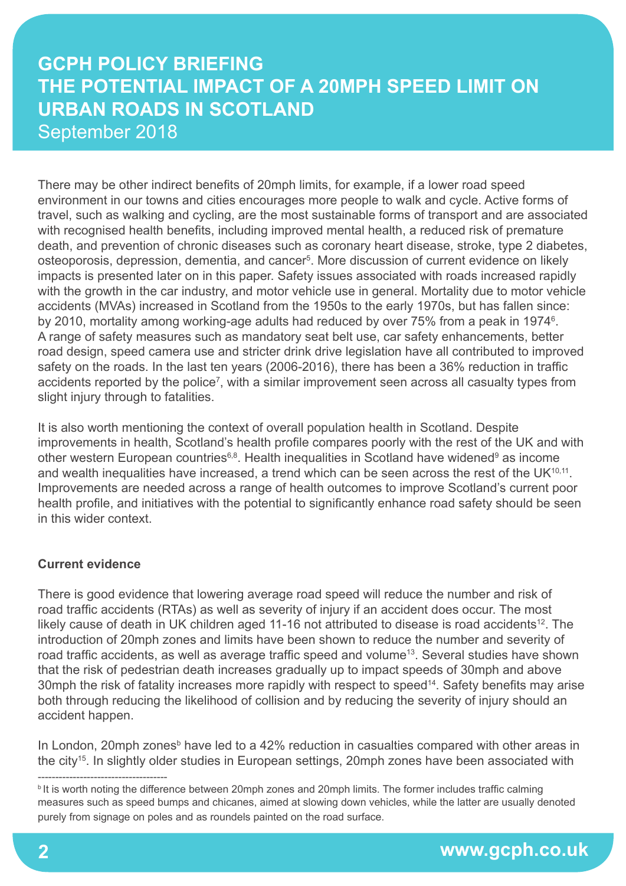There may be other indirect benefits of 20mph limits, for example, if a lower road speed environment in our towns and cities encourages more people to walk and cycle. Active forms of travel, such as walking and cycling, are the most sustainable forms of transport and are associated with recognised health benefits, including improved mental health, a reduced risk of premature death, and prevention of chronic diseases such as coronary heart disease, stroke, type 2 diabetes, osteoporosis, depression, dementia, and cancer[5]. More discussion of current evidence on likely impacts is presented later on in this paper. Safety issues associated with roads increased rapidly with the growth in the car industry, and motor vehicle use in general. Mortality due to motor vehicle accidents (MVAs) increased in Scotland from the 1950s to the early 1970s, but has fallen since: by 2010, mortality among working-age adults had reduced by over 75% from a peak in 1974[6]. A range of safety measures such as mandatory seat belt use, car safety enhancements, better road design, speed camera use and stricter drink drive legislation have all contributed to improved safety on the roads. In the last ten years (2006-2016), there has been a 36% reduction in traffic accidents reported by the police[7], with a similar improvement seen across all casualty types from slight injury through to fatalities.

It is also worth mentioning the context of overall population health in Scotland. Despite improvements in health, Scotland's health profile compares poorly with the rest of the UK and with other western European countries[6,8]. Health inequalities in Scotland have widened[9] as income and wealth inequalities have increased, a trend which can be seen across the rest of the UK[10,11]. Improvements are needed across a range of health outcomes to improve Scotland's current poor health profile, and initiatives with the potential to significantly enhance road safety should be seen in this wider context.

**Current evidence**

There is good evidence that lowering average road speed will reduce the number and risk of road traffic accidents (RTAs) as well as severity of injury if an accident does occur. The most likely cause of death in UK children aged 11-16 not attributed to disease is road accidents[12]. The introduction of 20mph zones and limits have been shown to reduce the number and severity of road traffic accidents, as well as average traffic speed and volume[13]. Several studies have shown that the risk of pedestrian death increases gradually up to impact speeds of 30mph and above 30mph the risk of fatality increases more rapidly with respect to speed[14]. Safety benefits may arise both through reducing the likelihood of collision and by reducing the severity of injury should an accident happen.

In London, 20mph zones[b] have led to a 42% reduction in casualties compared with other areas in the city[15]. In slightly older studies in European settings, 20mph zones have been associated with

---

[b] It is worth noting the difference between 20mph zones and 20mph limits. The former includes traffic calming measures such as speed bumps and chicanes, aimed at slowing down vehicles, while the latter are usually denoted purely from signage on poles and as roundels painted on the road surface.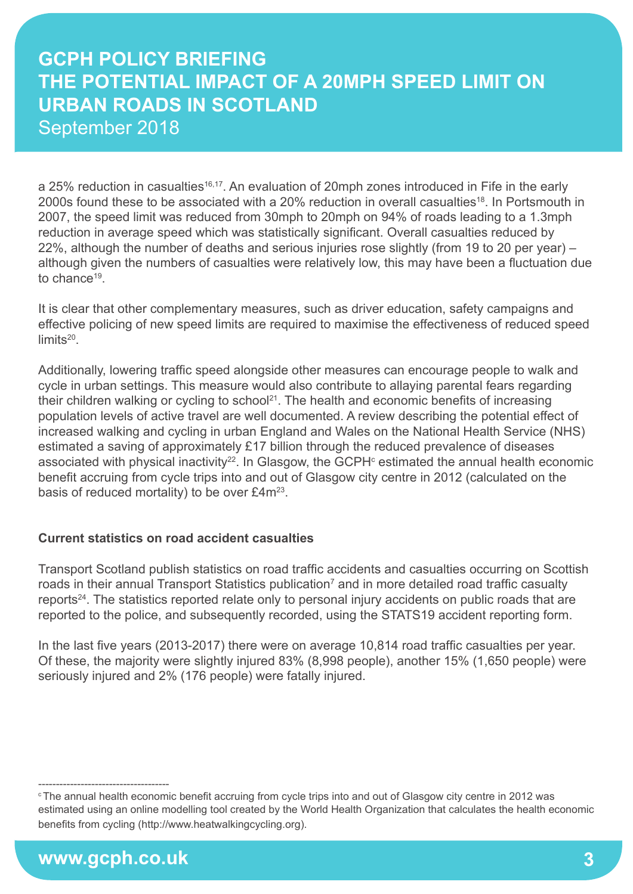a 25% reduction in casualties[16,17]. An evaluation of 20mph zones introduced in Fife in the early 2000s found these to be associated with a 20% reduction in overall casualties[18]. In Portsmouth in 2007, the speed limit was reduced from 30mph to 20mph on 94% of roads leading to a 1.3mph reduction in average speed which was statistically significant. Overall casualties reduced by 22%, although the number of deaths and serious injuries rose slightly (from 19 to 20 per year) – although given the numbers of casualties were relatively low, this may have been a fluctuation due to chance[19].

It is clear that other complementary measures, such as driver education, safety campaigns and effective policing of new speed limits are required to maximise the effectiveness of reduced speed limits[20].

Additionally, lowering traffic speed alongside other measures can encourage people to walk and cycle in urban settings. This measure would also contribute to allaying parental fears regarding their children walking or cycling to school[21]. The health and economic benefits of increasing population levels of active travel are well documented. A review describing the potential effect of increased walking and cycling in urban England and Wales on the National Health Service (NHS) estimated a saving of approximately £17 billion through the reduced prevalence of diseases associated with physical inactivity[22]. In Glasgow, the GCPH[c] estimated the annual health economic benefit accruing from cycle trips into and out of Glasgow city centre in 2012 (calculated on the basis of reduced mortality) to be over £4m[23].

**Current statistics on road accident casualties**

Transport Scotland publish statistics on road traffic accidents and casualties occurring on Scottish roads in their annual Transport Statistics publication[7] and in more detailed road traffic casualty reports[24]. The statistics reported relate only to personal injury accidents on public roads that are reported to the police, and subsequently recorded, using the STATS19 accident reporting form.

In the last five years (2013-2017) there were on average 10,814 road traffic casualties per year. Of these, the majority were slightly injured 83% (8,998 people), another 15% (1,650 people) were seriously injured and 2% (176 people) were fatally injured.

---

[c] The annual health economic benefit accruing from cycle trips into and out of Glasgow city centre in 2012 was estimated using an online modelling tool created by the World Health Organization that calculates the health economic benefits from cycling (http://www.heatwalkingcycling.org).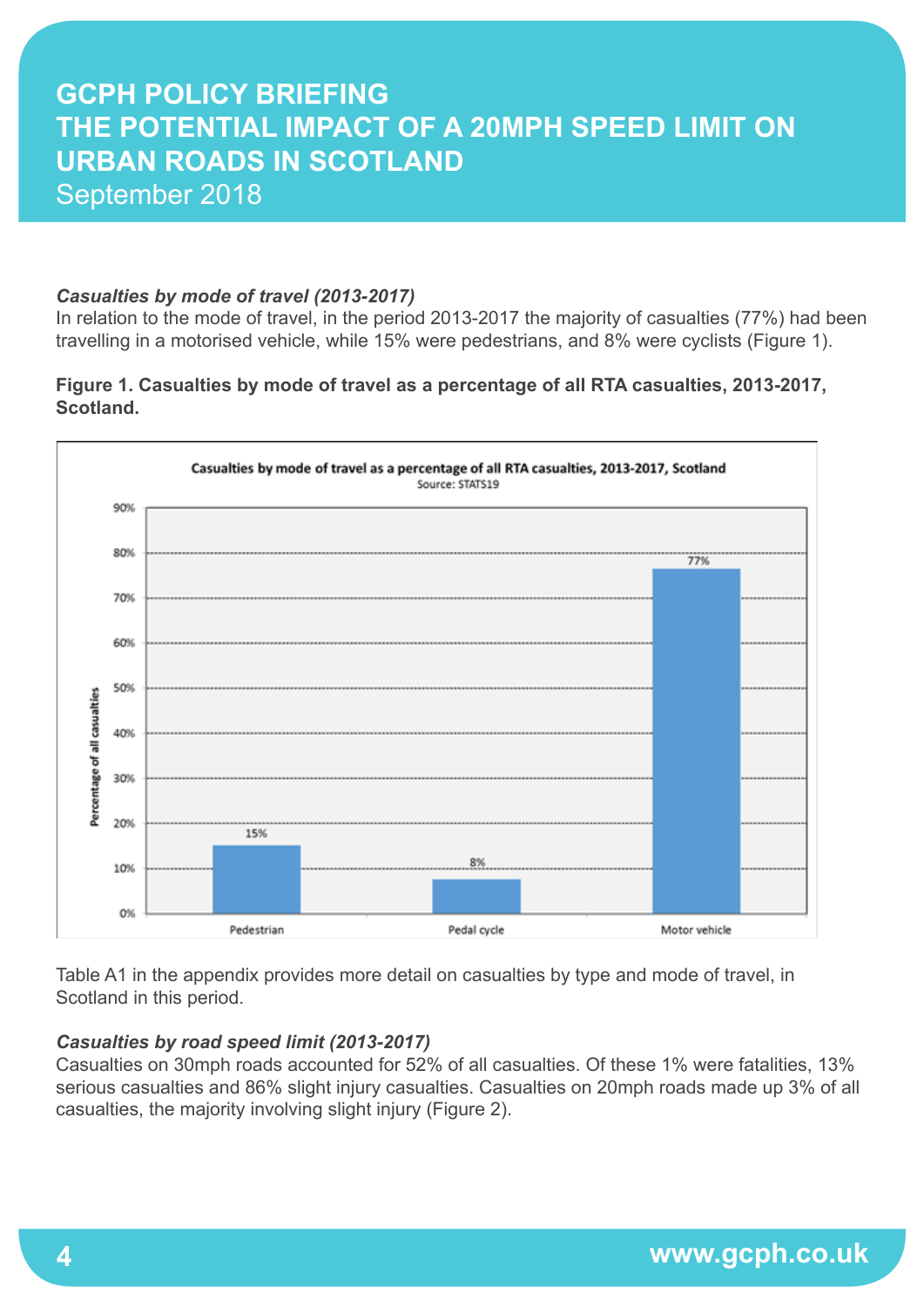### *Casualties by mode of travel (2013-2017)*

In relation to the mode of travel, in the period 2013-2017 the majority of casualties (77%) had been travelling in a motorised vehicle, while 15% were pedestrians, and 8% were cyclists (Figure 1).

**Figure 1. Casualties by mode of travel as a percentage of all RTA casualties, 2013-2017, Scotland.**

Casualties by mode of travel as a percentage of all RTA casualties, 2013-2017, Scotland
Source: STATS19

| Mode of travel | Percentage of all casualties |
| --- | --- |
| Pedestrian | 15% |
| Pedal cycle | 8% |
| Motor vehicle | 77% |

Table A1 in the appendix provides more detail on casualties by type and mode of travel, in Scotland in this period.

### *Casualties by road speed limit (2013-2017)*

Casualties on 30mph roads accounted for 52% of all casualties. Of these 1% were fatalities, 13% serious casualties and 86% slight injury casualties. Casualties on 20mph roads made up 3% of all casualties, the majority involving slight injury (Figure 2).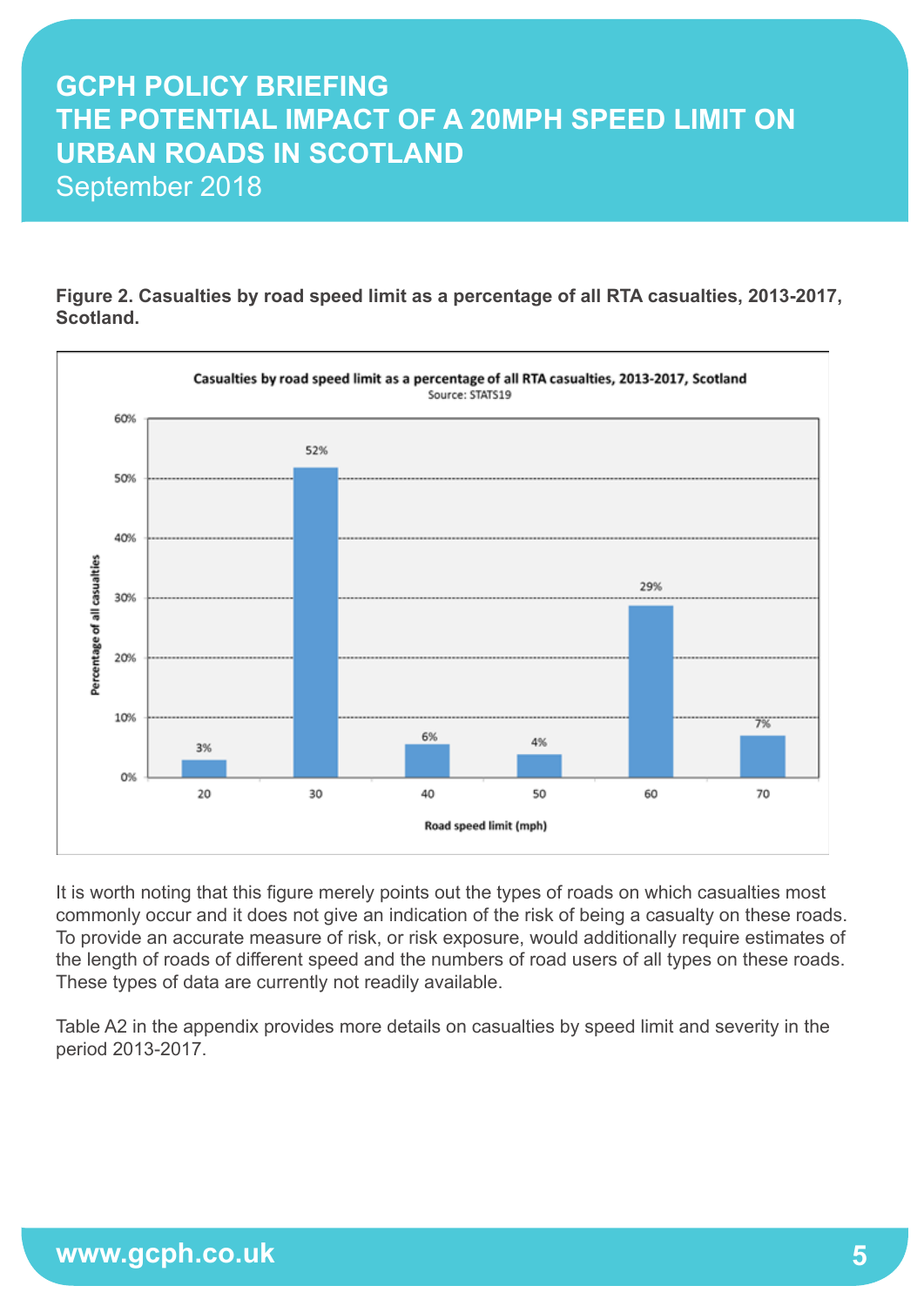**Figure 2. Casualties by road speed limit as a percentage of all RTA casualties, 2013-2017, Scotland.**

It is worth noting that this figure merely points out the types of roads on which casualties most commonly occur and it does not give an indication of the risk of being a casualty on these roads. To provide an accurate measure of risk, or risk exposure, would additionally require estimates of the length of roads of different speed and the numbers of road users of all types on these roads. These types of data are currently not readily available.

Table A2 in the appendix provides more details on casualties by speed limit and severity in the period 2013-2017.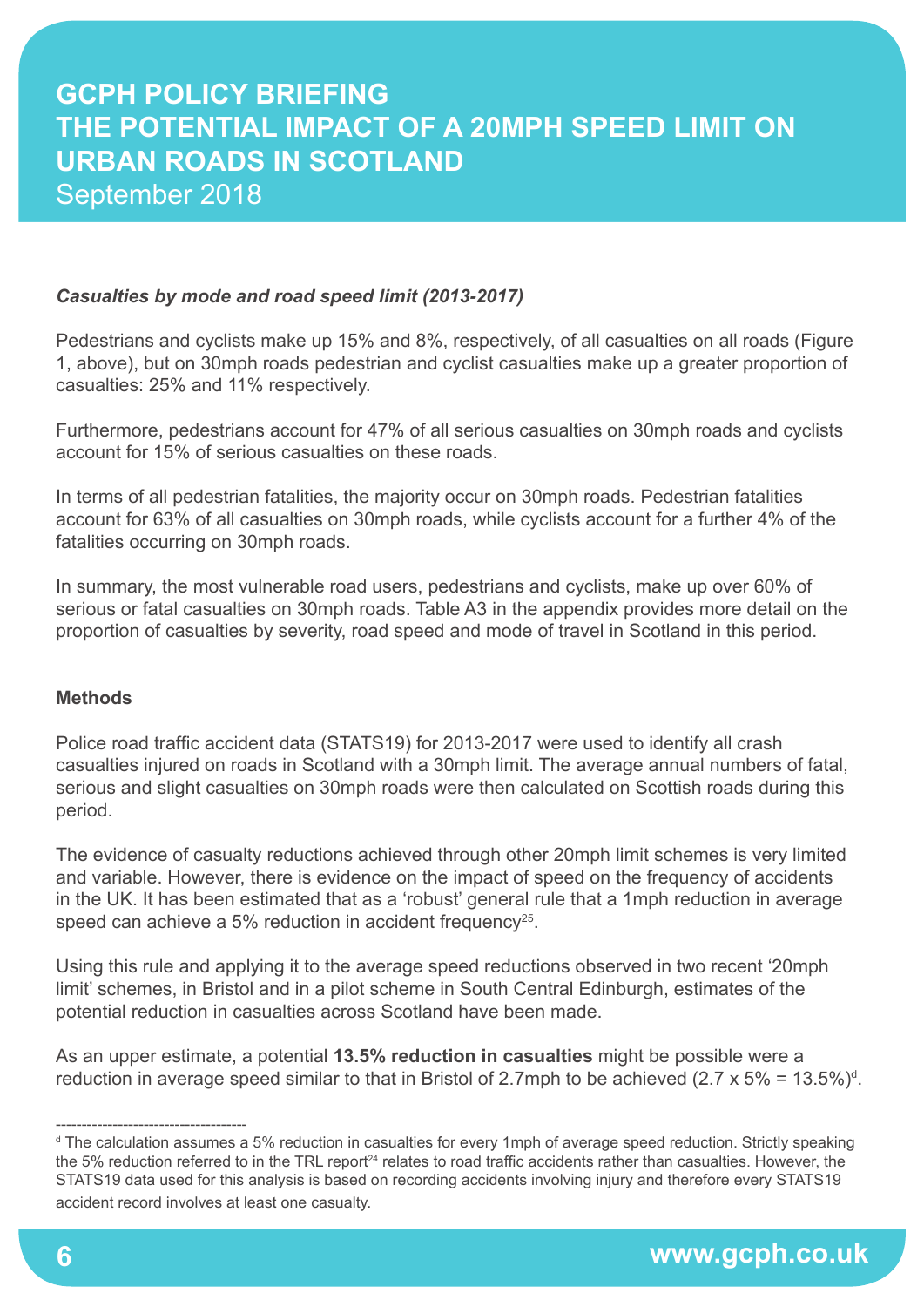*Casualties by mode and road speed limit (2013-2017)*

Pedestrians and cyclists make up 15% and 8%, respectively, of all casualties on all roads (Figure 1, above), but on 30mph roads pedestrian and cyclist casualties make up a greater proportion of casualties: 25% and 11% respectively.

Furthermore, pedestrians account for 47% of all serious casualties on 30mph roads and cyclists account for 15% of serious casualties on these roads.

In terms of all pedestrian fatalities, the majority occur on 30mph roads. Pedestrian fatalities account for 63% of all casualties on 30mph roads, while cyclists account for a further 4% of the fatalities occurring on 30mph roads.

In summary, the most vulnerable road users, pedestrians and cyclists, make up over 60% of serious or fatal casualties on 30mph roads. Table A3 in the appendix provides more detail on the proportion of casualties by severity, road speed and mode of travel in Scotland in this period.

**Methods**

Police road traffic accident data (STATS19) for 2013-2017 were used to identify all crash casualties injured on roads in Scotland with a 30mph limit. The average annual numbers of fatal, serious and slight casualties on 30mph roads were then calculated on Scottish roads during this period.

The evidence of casualty reductions achieved through other 20mph limit schemes is very limited and variable. However, there is evidence on the impact of speed on the frequency of accidents in the UK. It has been estimated that as a 'robust' general rule that a 1mph reduction in average speed can achieve a 5% reduction in accident frequency[25].

Using this rule and applying it to the average speed reductions observed in two recent '20mph limit' schemes, in Bristol and in a pilot scheme in South Central Edinburgh, estimates of the potential reduction in casualties across Scotland have been made.

As an upper estimate, a potential **13.5% reduction in casualties** might be possible were a reduction in average speed similar to that in Bristol of 2.7mph to be achieved (2.7 x 5% = 13.5%)[d].

---

[d] The calculation assumes a 5% reduction in casualties for every 1mph of average speed reduction. Strictly speaking the 5% reduction referred to in the TRL report[24] relates to road traffic accidents rather than casualties. However, the STATS19 data used for this analysis is based on recording accidents involving injury and therefore every STATS19 accident record involves at least one casualty.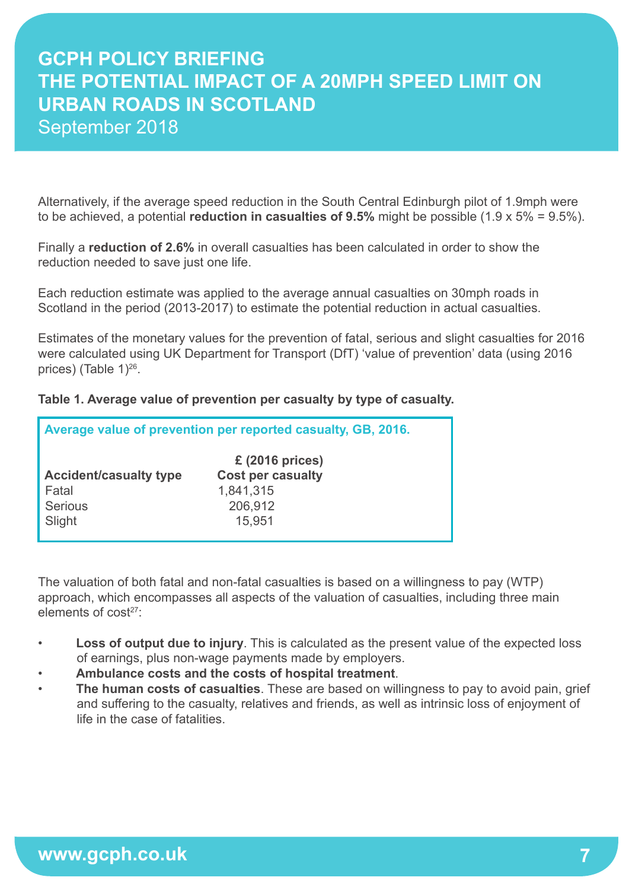Alternatively, if the average speed reduction in the South Central Edinburgh pilot of 1.9mph were to be achieved, a potential **reduction in casualties of 9.5%** might be possible (1.9 x 5% = 9.5%).

Finally a **reduction of 2.6%** in overall casualties has been calculated in order to show the reduction needed to save just one life.

Each reduction estimate was applied to the average annual casualties on 30mph roads in Scotland in the period (2013-2017) to estimate the potential reduction in actual casualties.

Estimates of the monetary values for the prevention of fatal, serious and slight casualties for 2016 were calculated using UK Department for Transport (DfT) 'value of prevention' data (using 2016 prices) (Table 1)[26].

**Table 1. Average value of prevention per casualty by type of casualty.**

**Average value of prevention per reported casualty, GB, 2016.**

| Accident/casualty type | £ (2016 prices) Cost per casualty |
|---|---|
| Fatal | 1,841,315 |
| Serious | 206,912 |
| Slight | 15,951 |

The valuation of both fatal and non-fatal casualties is based on a willingness to pay (WTP) approach, which encompasses all aspects of the valuation of casualties, including three main elements of cost[27]:

- **Loss of output due to injury**. This is calculated as the present value of the expected loss of earnings, plus non-wage payments made by employers.
- **Ambulance costs and the costs of hospital treatment**.
- **The human costs of casualties**. These are based on willingness to pay to avoid pain, grief and suffering to the casualty, relatives and friends, as well as intrinsic loss of enjoyment of life in the case of fatalities.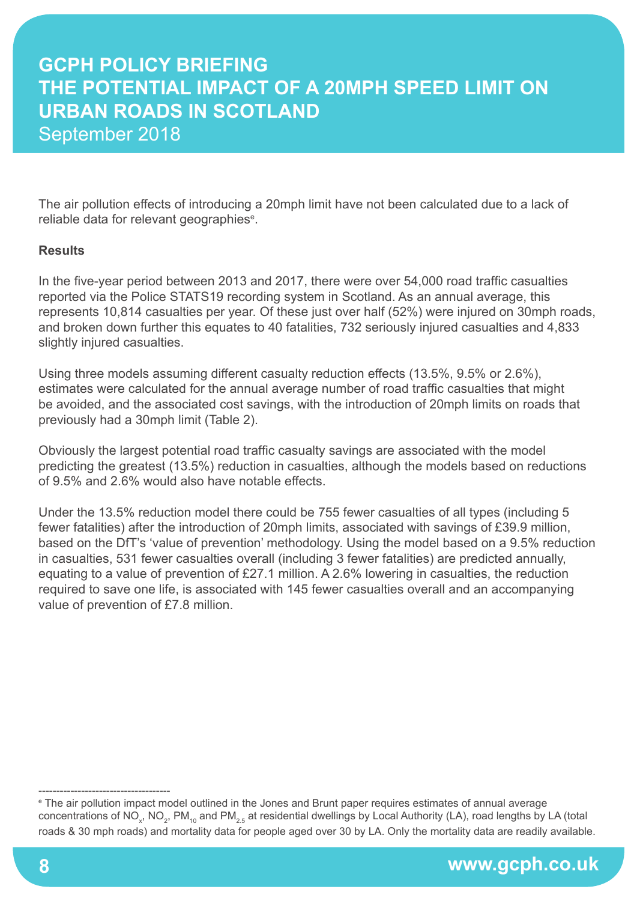The air pollution effects of introducing a 20mph limit have not been calculated due to a lack of reliable data for relevant geographies[e].

**Results**

In the five-year period between 2013 and 2017, there were over 54,000 road traffic casualties reported via the Police STATS19 recording system in Scotland. As an annual average, this represents 10,814 casualties per year. Of these just over half (52%) were injured on 30mph roads, and broken down further this equates to 40 fatalities, 732 seriously injured casualties and 4,833 slightly injured casualties.

Using three models assuming different casualty reduction effects (13.5%, 9.5% or 2.6%), estimates were calculated for the annual average number of road traffic casualties that might be avoided, and the associated cost savings, with the introduction of 20mph limits on roads that previously had a 30mph limit (Table 2).

Obviously the largest potential road traffic casualty savings are associated with the model predicting the greatest (13.5%) reduction in casualties, although the models based on reductions of 9.5% and 2.6% would also have notable effects.

Under the 13.5% reduction model there could be 755 fewer casualties of all types (including 5 fewer fatalities) after the introduction of 20mph limits, associated with savings of £39.9 million, based on the DfT's 'value of prevention' methodology. Using the model based on a 9.5% reduction in casualties, 531 fewer casualties overall (including 3 fewer fatalities) are predicted annually, equating to a value of prevention of £27.1 million. A 2.6% lowering in casualties, the reduction required to save one life, is associated with 145 fewer casualties overall and an accompanying value of prevention of £7.8 million.

---

[e] The air pollution impact model outlined in the Jones and Brunt paper requires estimates of annual average concentrations of $NO_x$, $NO_2$, $PM_{10}$ and $PM_{2.5}$ at residential dwellings by Local Authority (LA), road lengths by LA (total roads & 30 mph roads) and mortality data for people aged over 30 by LA. Only the mortality data are readily available.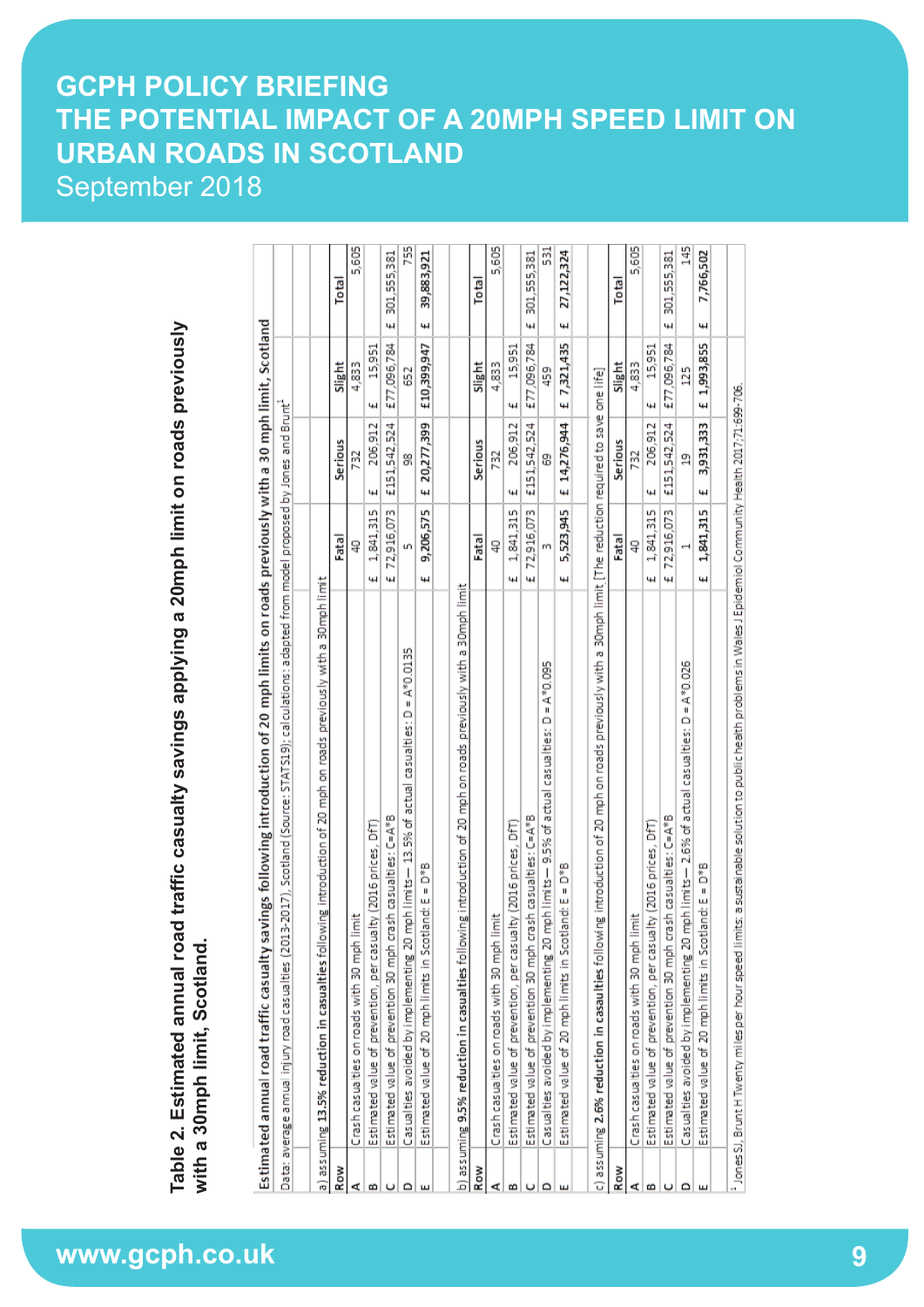**Table 2. Estimated annual road traffic casualty savings applying a 20mph limit on roads previously with a 30mph limit, Scotland.**

Estimated annual road traffic casualty savings following introduction of 20 mph limits on roads previously with a 30 mph limit, Scotland

Data: average annual injury road casualties (2013-2017), Scotland (Source: STATS19); calculations: adapted from model proposed by Jones and Brunt[1]

a) assuming **13.5% reduction in casualties** following introduction of 20 mph on roads previously with a 30mph limit

| Row | | Fatal | Serious | Slight | Total |
|---|---|---|---|---|---|
| A | Crash casualties on roads with 30 mph limit | 40 | 732 | 4,833 | 5,605 |
| B | Estimated value of prevention, per casualty (2016 prices, DfT) | £ 1,841,315 | £ 206,912 | £ 15,951 | |
| C | Estimated value of prevention 30 mph crash casualties: C=A*B | £ 72,916,073 | £151,542,524 | £77,096,784 | £ 301,555,381 |
| D | Casualties avoided by implementing 20 mph limits — 13.5% of actual casualties: D = A*0.0135 | 5 | 98 | 652 | 755 |
| E | Estimated value of 20 mph limits in Scotland: E = D*B | £ 9,206,575 | £ 20,277,399 | £10,399,947 | £ 39,883,921 |

b) assuming **9.5% reduction in casualties** following introduction of 20 mph on roads previously with a 30mph limit

| Row | | Fatal | Serious | Slight | Total |
|---|---|---|---|---|---|
| A | Crash casualties on roads with 30 mph limit | 40 | 732 | 4,833 | 5,605 |
| B | Estimated value of prevention, per casualty (2016 prices, DfT) | £ 1,841,315 | £ 206,912 | £ 15,951 | |
| C | Estimated value of prevention 30 mph crash casualties: C=A*B | £ 72,916,073 | £151,542,524 | £77,096,784 | £ 301,555,381 |
| D | Casualties avoided by implementing 20 mph limits — 9.5% of actual casualties: D = A*0.095 | 3 | 69 | 459 | 531 |
| E | Estimated value of 20 mph limits in Scotland: E = D*B | £ 5,523,945 | £ 14,276,944 | £ 7,321,435 | £ 27,122,324 |

c) assuming **2.6% reduction in casualties** following introduction of 20 mph on roads previously with a 30mph limit [The reduction required to save one life]

| Row | | Fatal | Serious | Slight | Total |
|---|---|---|---|---|---|
| A | Crash casualties on roads with 30 mph limit | 40 | 732 | 4,833 | 5,605 |
| B | Estimated value of prevention, per casualty (2016 prices, DfT) | £ 1,841,315 | £ 206,912 | £ 15,951 | |
| C | Estimated value of prevention 30 mph crash casualties: C=A*B | £ 72,916,073 | £151,542,524 | £77,096,784 | £ 301,555,381 |
| D | Casualties avoided by implementing 20 mph limits — 2.6% of actual casualties: D = A*0.026 | 1 | 19 | 125 | 145 |
| E | Estimated value of 20 mph limits in Scotland: E = D*B | £ 1,841,315 | £ 3,931,333 | £ 1,993,855 | £ 7,766,502 |

[1] Jones SJ, Brunt H Twenty miles per hour speed limits: a sustainable solution to public health problems in Wales J Epidemiol Community Health 2017;71:699-706.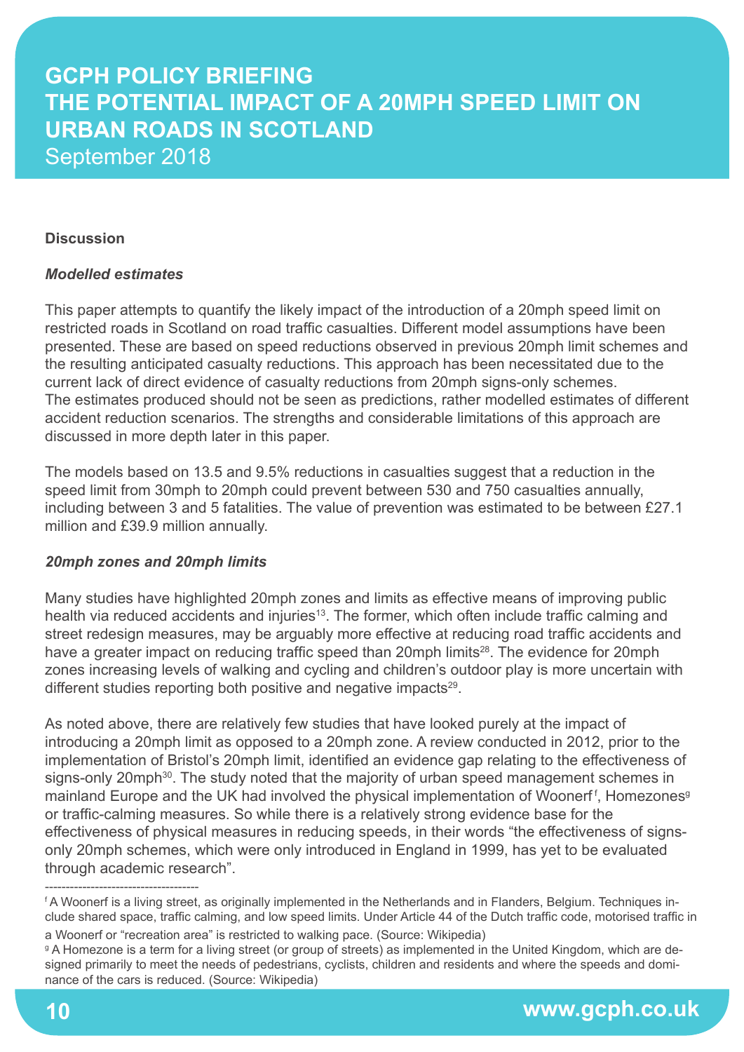**Discussion**

***Modelled estimates***

This paper attempts to quantify the likely impact of the introduction of a 20mph speed limit on restricted roads in Scotland on road traffic casualties. Different model assumptions have been presented. These are based on speed reductions observed in previous 20mph limit schemes and the resulting anticipated casualty reductions. This approach has been necessitated due to the current lack of direct evidence of casualty reductions from 20mph signs-only schemes. The estimates produced should not be seen as predictions, rather modelled estimates of different accident reduction scenarios. The strengths and considerable limitations of this approach are discussed in more depth later in this paper.

The models based on 13.5 and 9.5% reductions in casualties suggest that a reduction in the speed limit from 30mph to 20mph could prevent between 530 and 750 casualties annually, including between 3 and 5 fatalities. The value of prevention was estimated to be between £27.1 million and £39.9 million annually.

***20mph zones and 20mph limits***

Many studies have highlighted 20mph zones and limits as effective means of improving public health via reduced accidents and injuries[13]. The former, which often include traffic calming and street redesign measures, may be arguably more effective at reducing road traffic accidents and have a greater impact on reducing traffic speed than 20mph limits[28]. The evidence for 20mph zones increasing levels of walking and cycling and children's outdoor play is more uncertain with different studies reporting both positive and negative impacts[29].

As noted above, there are relatively few studies that have looked purely at the impact of introducing a 20mph limit as opposed to a 20mph zone. A review conducted in 2012, prior to the implementation of Bristol's 20mph limit, identified an evidence gap relating to the effectiveness of signs-only 20mph[30]. The study noted that the majority of urban speed management schemes in mainland Europe and the UK had involved the physical implementation of Woonerf[f], Homezones[g] or traffic-calming measures. So while there is a relatively strong evidence base for the effectiveness of physical measures in reducing speeds, in their words "the effectiveness of signs-only 20mph schemes, which were only introduced in England in 1999, has yet to be evaluated through academic research".

---

[f] A Woonerf is a living street, as originally implemented in the Netherlands and in Flanders, Belgium. Techniques include shared space, traffic calming, and low speed limits. Under Article 44 of the Dutch traffic code, motorised traffic in a Woonerf or "recreation area" is restricted to walking pace. (Source: Wikipedia)

[g] A Homezone is a term for a living street (or group of streets) as implemented in the United Kingdom, which are designed primarily to meet the needs of pedestrians, cyclists, children and residents and where the speeds and dominance of the cars is reduced. (Source: Wikipedia)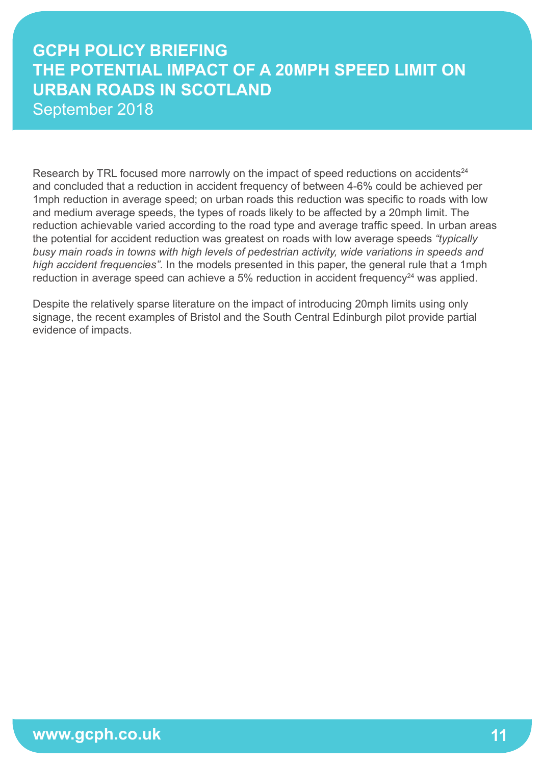Research by TRL focused more narrowly on the impact of speed reductions on accidents[24] and concluded that a reduction in accident frequency of between 4-6% could be achieved per 1mph reduction in average speed; on urban roads this reduction was specific to roads with low and medium average speeds, the types of roads likely to be affected by a 20mph limit. The reduction achievable varied according to the road type and average traffic speed. In urban areas the potential for accident reduction was greatest on roads with low average speeds *"typically busy main roads in towns with high levels of pedestrian activity, wide variations in speeds and high accident frequencies"*. In the models presented in this paper, the general rule that a 1mph reduction in average speed can achieve a 5% reduction in accident frequency[24] was applied.

Despite the relatively sparse literature on the impact of introducing 20mph limits using only signage, the recent examples of Bristol and the South Central Edinburgh pilot provide partial evidence of impacts.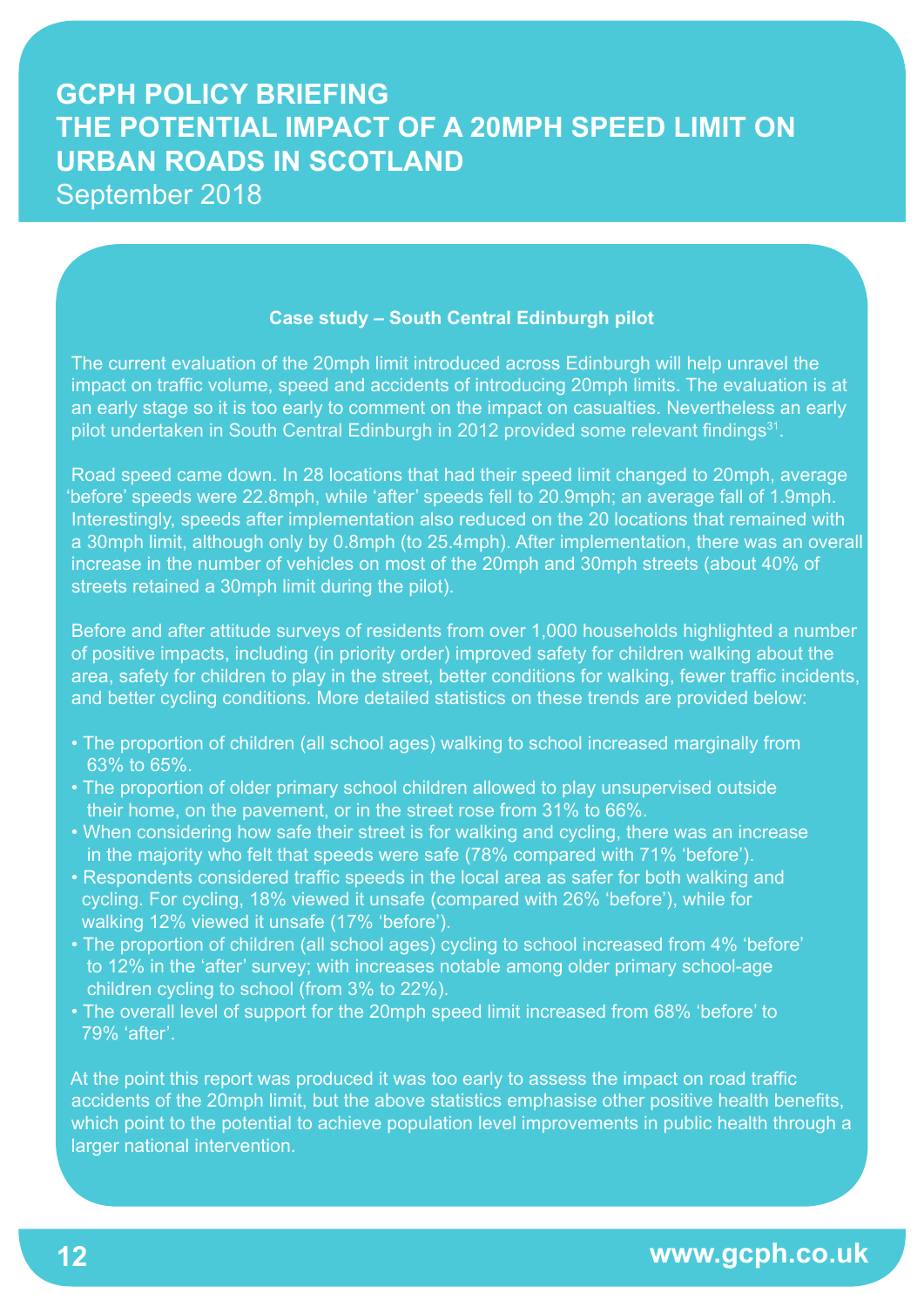### Case study – South Central Edinburgh pilot

The current evaluation of the 20mph limit introduced across Edinburgh will help unravel the impact on traffic volume, speed and accidents of introducing 20mph limits. The evaluation is at an early stage so it is too early to comment on the impact on casualties. Nevertheless an early pilot undertaken in South Central Edinburgh in 2012 provided some relevant findings[31].

Road speed came down. In 28 locations that had their speed limit changed to 20mph, average 'before' speeds were 22.8mph, while 'after' speeds fell to 20.9mph; an average fall of 1.9mph. Interestingly, speeds after implementation also reduced on the 20 locations that remained with a 30mph limit, although only by 0.8mph (to 25.4mph). After implementation, there was an overall increase in the number of vehicles on most of the 20mph and 30mph streets (about 40% of streets retained a 30mph limit during the pilot).

Before and after attitude surveys of residents from over 1,000 households highlighted a number of positive impacts, including (in priority order) improved safety for children walking about the area, safety for children to play in the street, better conditions for walking, fewer traffic incidents, and better cycling conditions. More detailed statistics on these trends are provided below:

- The proportion of children (all school ages) walking to school increased marginally from 63% to 65%.
- The proportion of older primary school children allowed to play unsupervised outside their home, on the pavement, or in the street rose from 31% to 66%.
- When considering how safe their street is for walking and cycling, there was an increase in the majority who felt that speeds were safe (78% compared with 71% 'before').
- Respondents considered traffic speeds in the local area as safer for both walking and cycling. For cycling, 18% viewed it unsafe (compared with 26% 'before'), while for walking 12% viewed it unsafe (17% 'before').
- The proportion of children (all school ages) cycling to school increased from 4% 'before' to 12% in the 'after' survey; with increases notable among older primary school-age children cycling to school (from 3% to 22%).
- The overall level of support for the 20mph speed limit increased from 68% 'before' to 79% 'after'.

At the point this report was produced it was too early to assess the impact on road traffic accidents of the 20mph limit, but the above statistics emphasise other positive health benefits, which point to the potential to achieve population level improvements in public health through a larger national intervention.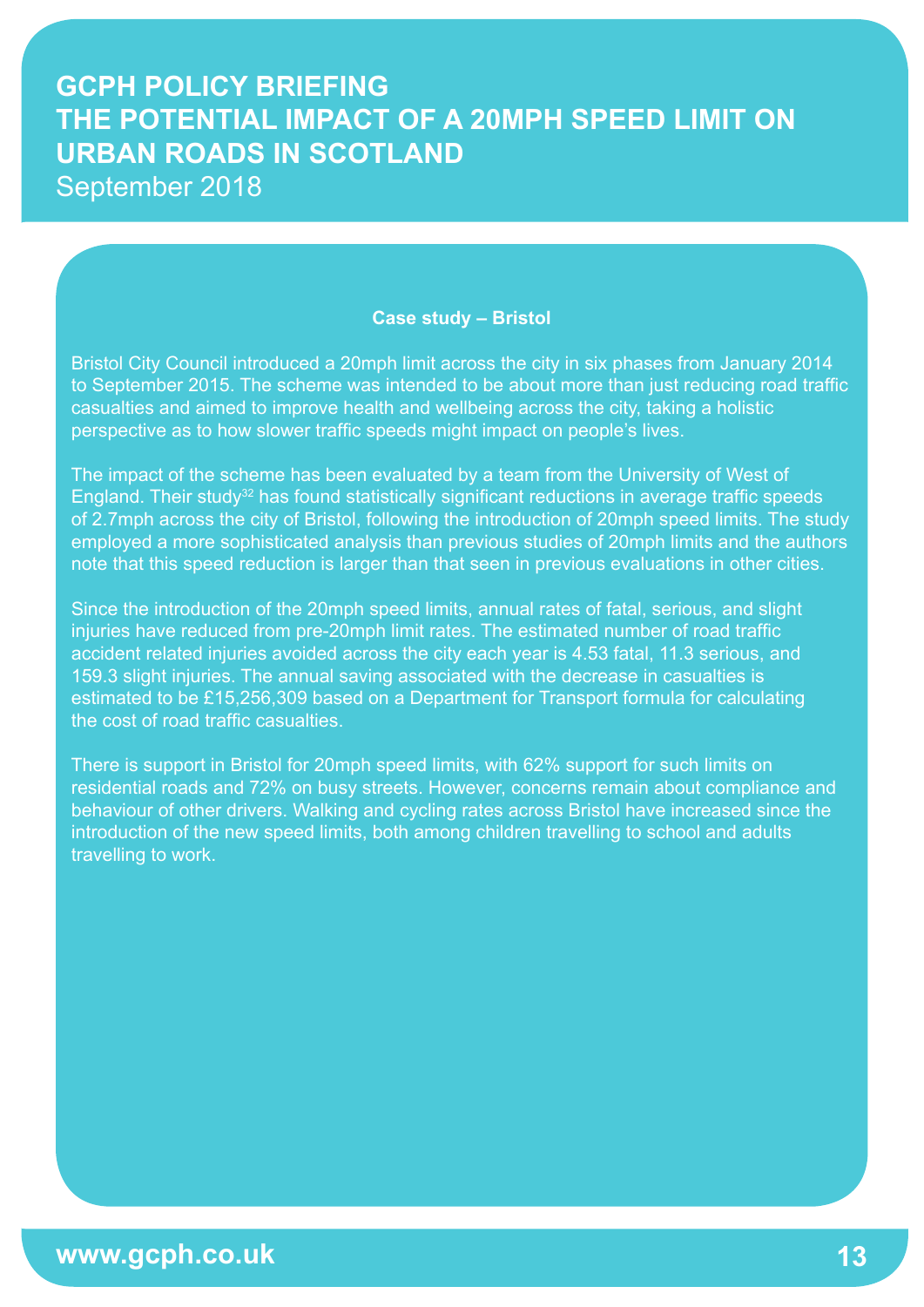**Case study – Bristol**

Bristol City Council introduced a 20mph limit across the city in six phases from January 2014 to September 2015. The scheme was intended to be about more than just reducing road traffic casualties and aimed to improve health and wellbeing across the city, taking a holistic perspective as to how slower traffic speeds might impact on people's lives.

The impact of the scheme has been evaluated by a team from the University of West of England. Their study[32] has found statistically significant reductions in average traffic speeds of 2.7mph across the city of Bristol, following the introduction of 20mph speed limits. The study employed a more sophisticated analysis than previous studies of 20mph limits and the authors note that this speed reduction is larger than that seen in previous evaluations in other cities.

Since the introduction of the 20mph speed limits, annual rates of fatal, serious, and slight injuries have reduced from pre-20mph limit rates. The estimated number of road traffic accident related injuries avoided across the city each year is 4.53 fatal, 11.3 serious, and 159.3 slight injuries. The annual saving associated with the decrease in casualties is estimated to be £15,256,309 based on a Department for Transport formula for calculating the cost of road traffic casualties.

There is support in Bristol for 20mph speed limits, with 62% support for such limits on residential roads and 72% on busy streets. However, concerns remain about compliance and behaviour of other drivers. Walking and cycling rates across Bristol have increased since the introduction of the new speed limits, both among children travelling to school and adults travelling to work.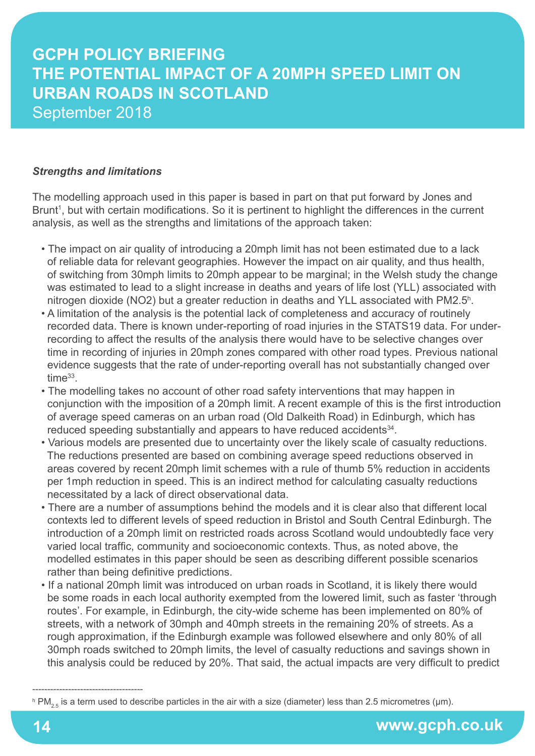***Strengths and limitations***

The modelling approach used in this paper is based in part on that put forward by Jones and Brunt[1], but with certain modifications. So it is pertinent to highlight the differences in the current analysis, as well as the strengths and limitations of the approach taken:

- The impact on air quality of introducing a 20mph limit has not been estimated due to a lack of reliable data for relevant geographies. However the impact on air quality, and thus health, of switching from 30mph limits to 20mph appear to be marginal; in the Welsh study the change was estimated to lead to a slight increase in deaths and years of life lost (YLL) associated with nitrogen dioxide (NO2) but a greater reduction in deaths and YLL associated with PM2.5[h].
- A limitation of the analysis is the potential lack of completeness and accuracy of routinely recorded data. There is known under-reporting of road injuries in the STATS19 data. For under-recording to affect the results of the analysis there would have to be selective changes over time in recording of injuries in 20mph zones compared with other road types. Previous national evidence suggests that the rate of under-reporting overall has not substantially changed over time[33].
- The modelling takes no account of other road safety interventions that may happen in conjunction with the imposition of a 20mph limit. A recent example of this is the first introduction of average speed cameras on an urban road (Old Dalkeith Road) in Edinburgh, which has reduced speeding substantially and appears to have reduced accidents[34].
- Various models are presented due to uncertainty over the likely scale of casualty reductions. The reductions presented are based on combining average speed reductions observed in areas covered by recent 20mph limit schemes with a rule of thumb 5% reduction in accidents per 1mph reduction in speed. This is an indirect method for calculating casualty reductions necessitated by a lack of direct observational data.
- There are a number of assumptions behind the models and it is clear also that different local contexts led to different levels of speed reduction in Bristol and South Central Edinburgh. The introduction of a 20mph limit on restricted roads across Scotland would undoubtedly face very varied local traffic, community and socioeconomic contexts. Thus, as noted above, the modelled estimates in this paper should be seen as describing different possible scenarios rather than being definitive predictions.
- If a national 20mph limit was introduced on urban roads in Scotland, it is likely there would be some roads in each local authority exempted from the lowered limit, such as faster 'through routes'. For example, in Edinburgh, the city-wide scheme has been implemented on 80% of streets, with a network of 30mph and 40mph streets in the remaining 20% of streets. As a rough approximation, if the Edinburgh example was followed elsewhere and only 80% of all 30mph roads switched to 20mph limits, the level of casualty reductions and savings shown in this analysis could be reduced by 20%. That said, the actual impacts are very difficult to predict

---

[h] $PM_{2.5}$ is a term used to describe particles in the air with a size (diameter) less than 2.5 micrometres (μm).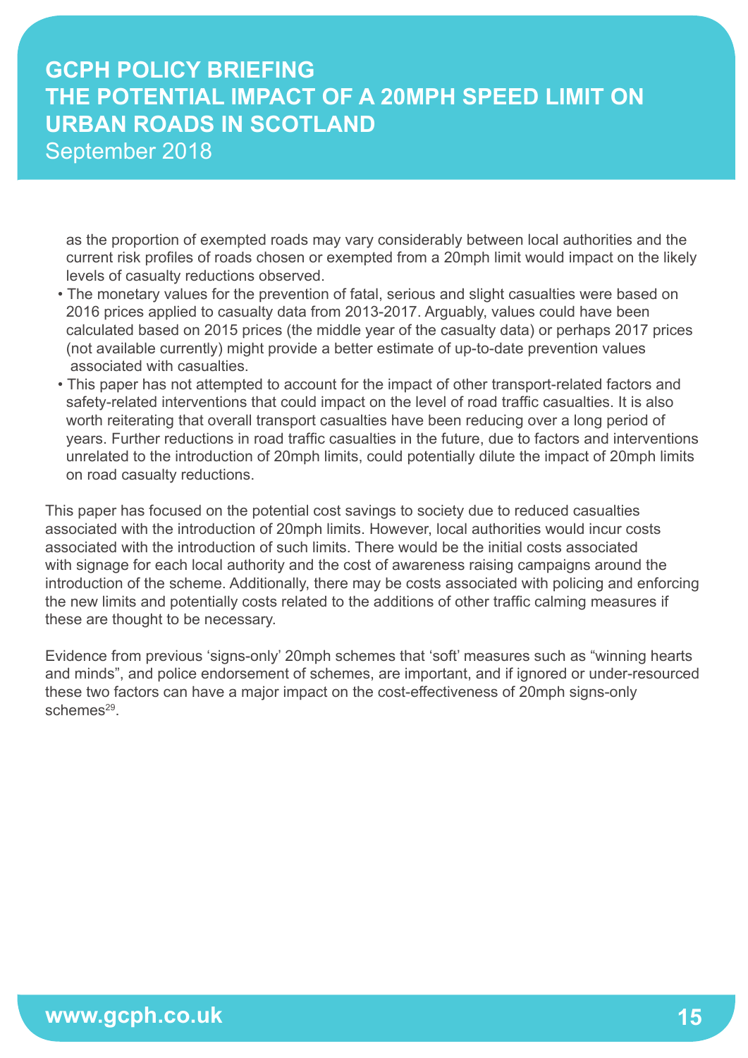as the proportion of exempted roads may vary considerably between local authorities and the current risk profiles of roads chosen or exempted from a 20mph limit would impact on the likely levels of casualty reductions observed.

- The monetary values for the prevention of fatal, serious and slight casualties were based on 2016 prices applied to casualty data from 2013-2017. Arguably, values could have been calculated based on 2015 prices (the middle year of the casualty data) or perhaps 2017 prices (not available currently) might provide a better estimate of up-to-date prevention values associated with casualties.
- This paper has not attempted to account for the impact of other transport-related factors and safety-related interventions that could impact on the level of road traffic casualties. It is also worth reiterating that overall transport casualties have been reducing over a long period of years. Further reductions in road traffic casualties in the future, due to factors and interventions unrelated to the introduction of 20mph limits, could potentially dilute the impact of 20mph limits on road casualty reductions.

This paper has focused on the potential cost savings to society due to reduced casualties associated with the introduction of 20mph limits. However, local authorities would incur costs associated with the introduction of such limits. There would be the initial costs associated with signage for each local authority and the cost of awareness raising campaigns around the introduction of the scheme. Additionally, there may be costs associated with policing and enforcing the new limits and potentially costs related to the additions of other traffic calming measures if these are thought to be necessary.

Evidence from previous 'signs-only' 20mph schemes that 'soft' measures such as "winning hearts and minds", and police endorsement of schemes, are important, and if ignored or under-resourced these two factors can have a major impact on the cost-effectiveness of 20mph signs-only schemes[29].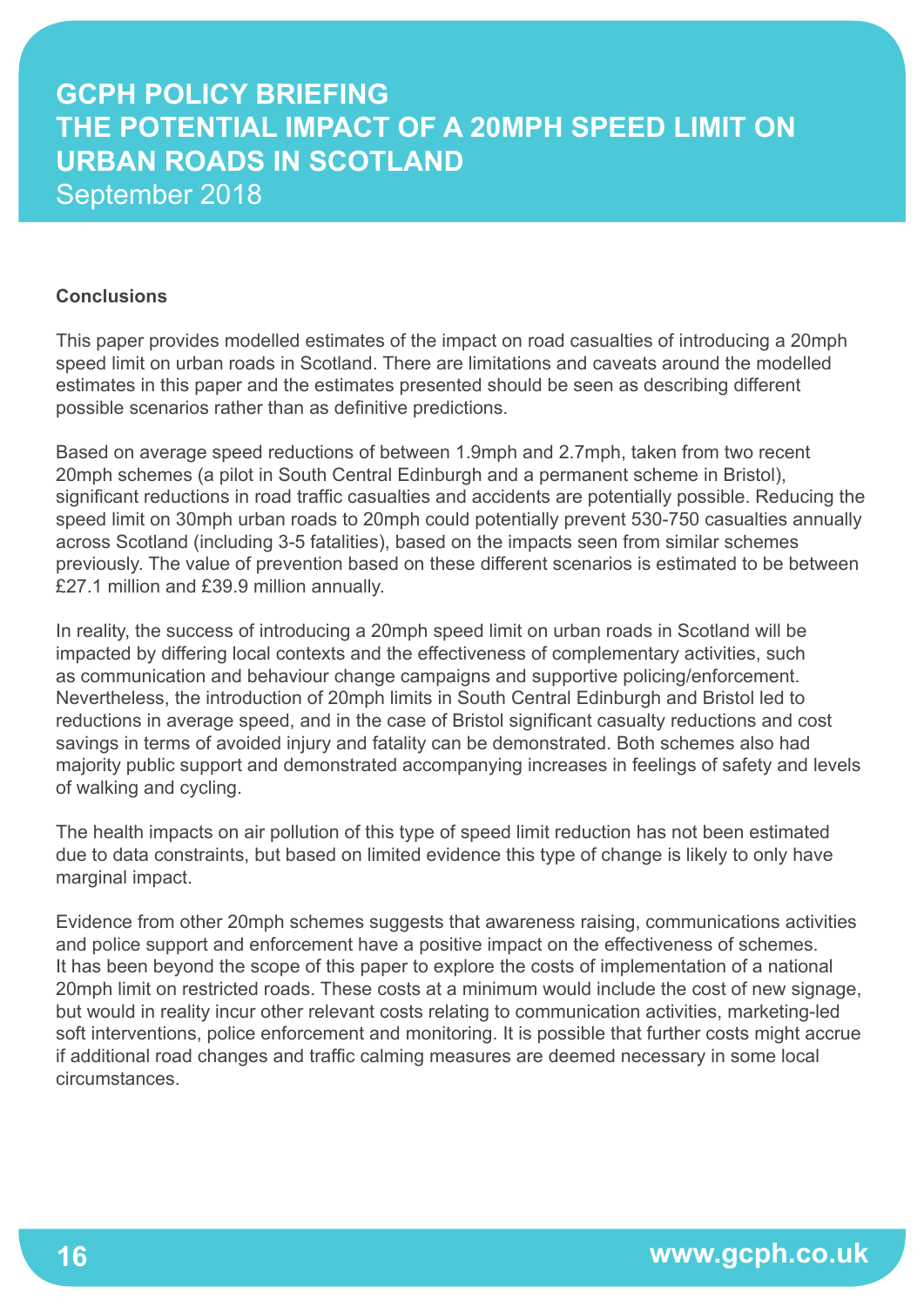## Conclusions

This paper provides modelled estimates of the impact on road casualties of introducing a 20mph speed limit on urban roads in Scotland. There are limitations and caveats around the modelled estimates in this paper and the estimates presented should be seen as describing different possible scenarios rather than as definitive predictions.

Based on average speed reductions of between 1.9mph and 2.7mph, taken from two recent 20mph schemes (a pilot in South Central Edinburgh and a permanent scheme in Bristol), significant reductions in road traffic casualties and accidents are potentially possible. Reducing the speed limit on 30mph urban roads to 20mph could potentially prevent 530-750 casualties annually across Scotland (including 3-5 fatalities), based on the impacts seen from similar schemes previously. The value of prevention based on these different scenarios is estimated to be between £27.1 million and £39.9 million annually.

In reality, the success of introducing a 20mph speed limit on urban roads in Scotland will be impacted by differing local contexts and the effectiveness of complementary activities, such as communication and behaviour change campaigns and supportive policing/enforcement. Nevertheless, the introduction of 20mph limits in South Central Edinburgh and Bristol led to reductions in average speed, and in the case of Bristol significant casualty reductions and cost savings in terms of avoided injury and fatality can be demonstrated. Both schemes also had majority public support and demonstrated accompanying increases in feelings of safety and levels of walking and cycling.

The health impacts on air pollution of this type of speed limit reduction has not been estimated due to data constraints, but based on limited evidence this type of change is likely to only have marginal impact.

Evidence from other 20mph schemes suggests that awareness raising, communications activities and police support and enforcement have a positive impact on the effectiveness of schemes. It has been beyond the scope of this paper to explore the costs of implementation of a national 20mph limit on restricted roads. These costs at a minimum would include the cost of new signage, but would in reality incur other relevant costs relating to communication activities, marketing-led soft interventions, police enforcement and monitoring. It is possible that further costs might accrue if additional road changes and traffic calming measures are deemed necessary in some local circumstances.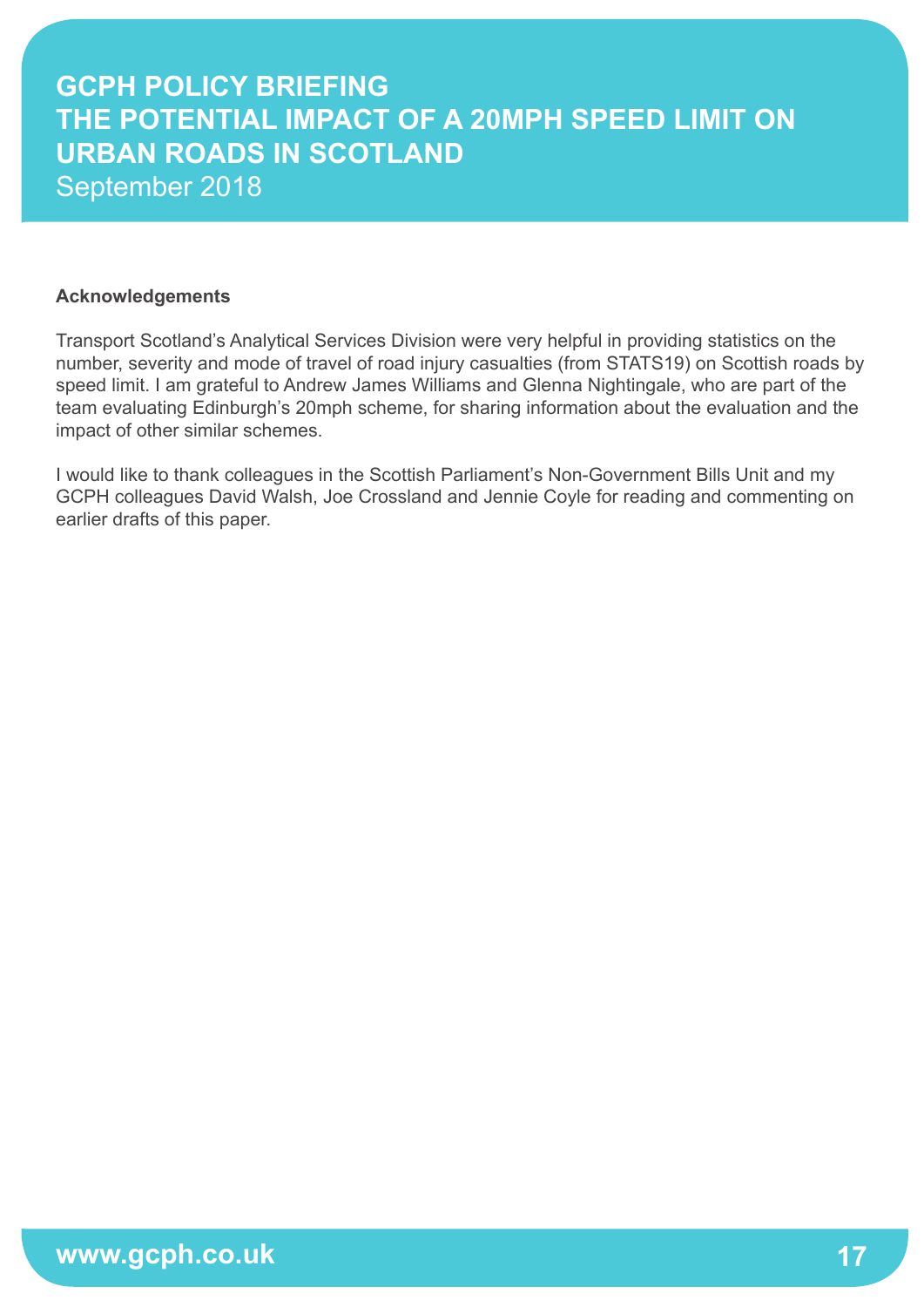**Acknowledgements**

Transport Scotland's Analytical Services Division were very helpful in providing statistics on the number, severity and mode of travel of road injury casualties (from STATS19) on Scottish roads by speed limit. I am grateful to Andrew James Williams and Glenna Nightingale, who are part of the team evaluating Edinburgh's 20mph scheme, for sharing information about the evaluation and the impact of other similar schemes.

I would like to thank colleagues in the Scottish Parliament's Non-Government Bills Unit and my GCPH colleagues David Walsh, Joe Crossland and Jennie Coyle for reading and commenting on earlier drafts of this paper.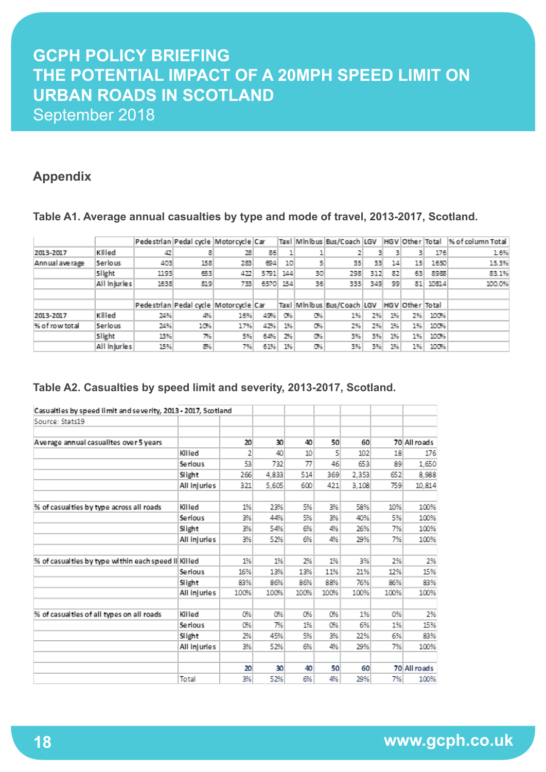# GCPH POLICY BRIEFING
# THE POTENTIAL IMPACT OF A 20MPH SPEED LIMIT ON URBAN ROADS IN SCOTLAND

September 2018

## Appendix

**Table A1. Average annual casualties by type and mode of travel, 2013-2017, Scotland.**

| | | Pedestrian | Pedal cycle | Motorcycle | Car | Taxi | Minibus | Bus/Coach | LGV | HGV | Other | Total | % of column Total |
|---|---|---|---|---|---|---|---|---|---|---|---|---|---|
| 2013-2017 | Killed | 42 | 8 | 28 | 86 | 1 | 1 | 2 | 3 | 3 | 3 | 176 | 1.6% |
| Annual average | Serious | 403 | 158 | 283 | 694 | 10 | 5 | 35 | 33 | 14 | 15 | 1650 | 15.3% |
| | Slight | 1193 | 653 | 422 | 5791 | 144 | 30 | 298 | 312 | 82 | 63 | 8988 | 83.1% |
| | All injuries | 1638 | 819 | 733 | 6570 | 154 | 36 | 335 | 349 | 99 | 81 | 10814 | 100.0% |
| | | | | | | | | | | | | | |
| | | Pedestrian | Pedal cycle | Motorcycle | Car | Taxi | Minibus | Bus/Coach | LGV | HGV | Other | Total | |
| 2013-2017 | Killed | 24% | 4% | 16% | 49% | 0% | 0% | 1% | 2% | 1% | 2% | 100% | |
| % of row total | Serious | 24% | 10% | 17% | 42% | 1% | 0% | 2% | 2% | 1% | 1% | 100% | |
| | Slight | 13% | 7% | 5% | 64% | 2% | 0% | 3% | 3% | 1% | 1% | 100% | |
| | All injuries | 15% | 8% | 7% | 61% | 1% | 0% | 3% | 3% | 1% | 1% | 100% | |

**Table A2. Casualties by speed limit and severity, 2013-2017, Scotland.**

| Casualties by speed limit and severity, 2013 - 2017, Scotland | | | | | | | | |
|---|---|---|---|---|---|---|---|---|
| Source: Stats19 | | | | | | | | |
| | | | | | | | | |
| Average annual casualites over 5 years | | 20 | 30 | 40 | 50 | 60 | 70 | All roads |
| | Killed | 2 | 40 | 10 | 5 | 102 | 18 | 176 |
| | Serious | 53 | 732 | 77 | 46 | 653 | 89 | 1,650 |
| | Slight | 266 | 4,833 | 514 | 369 | 2,353 | 652 | 8,988 |
| | All injuries | 321 | 5,605 | 600 | 421 | 3,108 | 759 | 10,814 |
| | | | | | | | | |
| % of casualties by type across all roads | Killed | 1% | 23% | 5% | 3% | 58% | 10% | 100% |
| | Serious | 3% | 44% | 5% | 3% | 40% | 5% | 100% |
| | Slight | 3% | 54% | 6% | 4% | 26% | 7% | 100% |
| | All injuries | 3% | 52% | 6% | 4% | 29% | 7% | 100% |
| | | | | | | | | |
| % of casualties by type within each speed li | Killed | 1% | 1% | 2% | 1% | 3% | 2% | 2% |
| | Serious | 16% | 13% | 13% | 11% | 21% | 12% | 15% |
| | Slight | 83% | 86% | 86% | 88% | 76% | 86% | 83% |
| | All injuries | 100% | 100% | 100% | 100% | 100% | 100% | 100% |
| | | | | | | | | |
| % of casualties of all types on all roads | Killed | 0% | 0% | 0% | 0% | 1% | 0% | 2% |
| | Serious | 0% | 7% | 1% | 0% | 6% | 1% | 15% |
| | Slight | 2% | 45% | 5% | 3% | 22% | 6% | 83% |
| | All injuries | 3% | 52% | 6% | 4% | 29% | 7% | 100% |
| | | | | | | | | |
| | | 20 | 30 | 40 | 50 | 60 | 70 | All roads |
| | Total | 3% | 52% | 6% | 4% | 29% | 7% | 100% |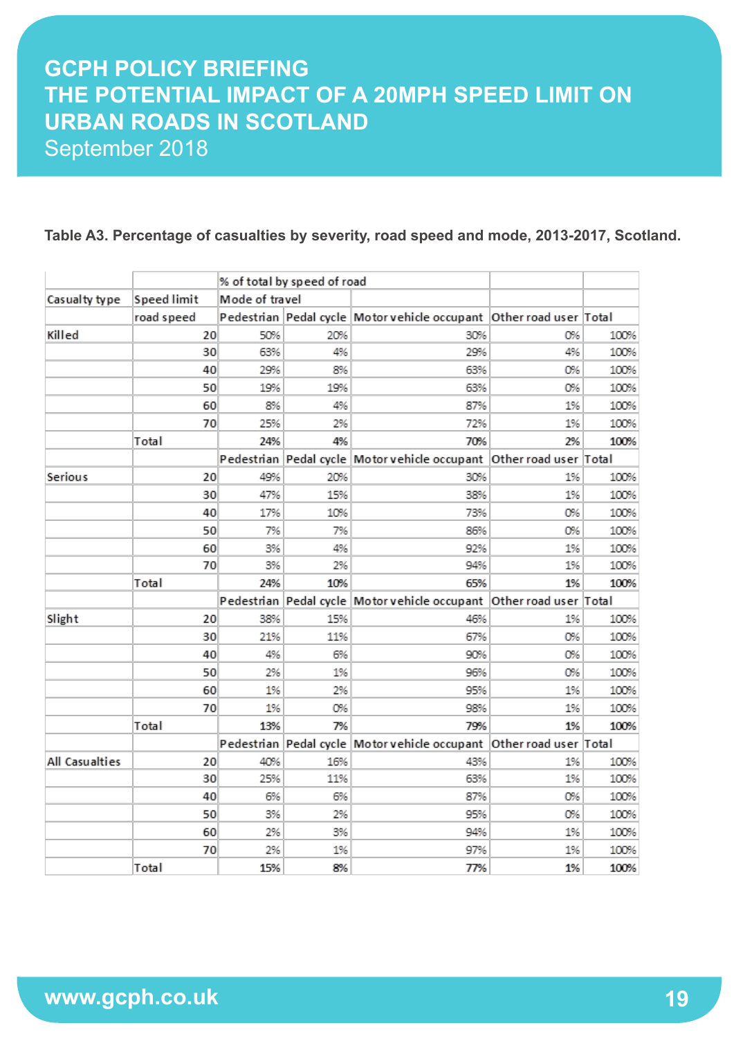**Table A3. Percentage of casualties by severity, road speed and mode, 2013-2017, Scotland.**

| | | % of total by speed of road | | | | |
|---|---|---|---|---|---|---|
| Casualty type | Speed limit | Mode of travel | | | | |
| | road speed | Pedestrian | Pedal cycle | Motor vehicle occupant | Other road user | Total |
| Killed | 20 | 50% | 20% | 30% | 0% | 100% |
| | 30 | 63% | 4% | 29% | 4% | 100% |
| | 40 | 29% | 8% | 63% | 0% | 100% |
| | 50 | 19% | 19% | 63% | 0% | 100% |
| | 60 | 8% | 4% | 87% | 1% | 100% |
| | 70 | 25% | 2% | 72% | 1% | 100% |
| | Total | **24%** | **4%** | **70%** | **2%** | **100%** |
| | | Pedestrian | Pedal cycle | Motor vehicle occupant | Other road user | Total |
| Serious | 20 | 49% | 20% | 30% | 1% | 100% |
| | 30 | 47% | 15% | 38% | 1% | 100% |
| | 40 | 17% | 10% | 73% | 0% | 100% |
| | 50 | 7% | 7% | 86% | 0% | 100% |
| | 60 | 3% | 4% | 92% | 1% | 100% |
| | 70 | 3% | 2% | 94% | 1% | 100% |
| | Total | **24%** | **10%** | **65%** | **1%** | **100%** |
| | | Pedestrian | Pedal cycle | Motor vehicle occupant | Other road user | Total |
| Slight | 20 | 38% | 15% | 46% | 1% | 100% |
| | 30 | 21% | 11% | 67% | 0% | 100% |
| | 40 | 4% | 6% | 90% | 0% | 100% |
| | 50 | 2% | 1% | 96% | 0% | 100% |
| | 60 | 1% | 2% | 95% | 1% | 100% |
| | 70 | 1% | 0% | 98% | 1% | 100% |
| | Total | **13%** | **7%** | **79%** | **1%** | **100%** |
| | | Pedestrian | Pedal cycle | Motor vehicle occupant | Other road user | Total |
| All Casualties | 20 | 40% | 16% | 43% | 1% | 100% |
| | 30 | 25% | 11% | 63% | 1% | 100% |
| | 40 | 6% | 6% | 87% | 0% | 100% |
| | 50 | 3% | 2% | 95% | 0% | 100% |
| | 60 | 2% | 3% | 94% | 1% | 100% |
| | 70 | 2% | 1% | 97% | 1% | 100% |
| | Total | **15%** | **8%** | **77%** | **1%** | **100%** |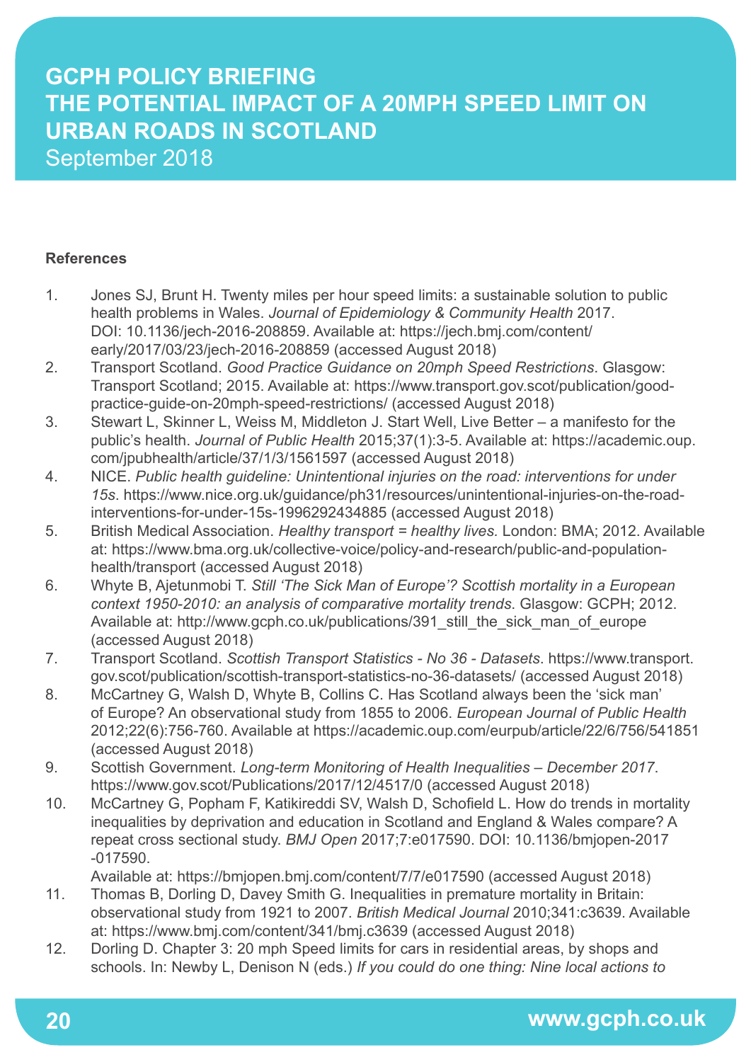**References**

1. Jones SJ, Brunt H. Twenty miles per hour speed limits: a sustainable solution to public health problems in Wales. *Journal of Epidemiology & Community Health* 2017. DOI: 10.1136/jech-2016-208859. Available at: https://jech.bmj.com/content/early/2017/03/23/jech-2016-208859 (accessed August 2018)
2. Transport Scotland. *Good Practice Guidance on 20mph Speed Restrictions*. Glasgow: Transport Scotland; 2015. Available at: https://www.transport.gov.scot/publication/good-practice-guide-on-20mph-speed-restrictions/ (accessed August 2018)
3. Stewart L, Skinner L, Weiss M, Middleton J. Start Well, Live Better – a manifesto for the public's health. *Journal of Public Health* 2015;37(1):3-5. Available at: https://academic.oup.com/jpubhealth/article/37/1/3/1561597 (accessed August 2018)
4. NICE. *Public health guideline: Unintentional injuries on the road: interventions for under 15s*. https://www.nice.org.uk/guidance/ph31/resources/unintentional-injuries-on-the-road-interventions-for-under-15s-1996292434885 (accessed August 2018)
5. British Medical Association. *Healthy transport = healthy lives.* London: BMA; 2012. Available at: https://www.bma.org.uk/collective-voice/policy-and-research/public-and-population-health/transport (accessed August 2018)
6. Whyte B, Ajetunmobi T. *Still 'The Sick Man of Europe'? Scottish mortality in a European context 1950-2010: an analysis of comparative mortality trends*. Glasgow: GCPH; 2012. Available at: http://www.gcph.co.uk/publications/391_still_the_sick_man_of_europe (accessed August 2018)
7. Transport Scotland. *Scottish Transport Statistics - No 36 - Datasets*. https://www.transport.gov.scot/publication/scottish-transport-statistics-no-36-datasets/ (accessed August 2018)
8. McCartney G, Walsh D, Whyte B, Collins C. Has Scotland always been the 'sick man' of Europe? An observational study from 1855 to 2006. *European Journal of Public Health* 2012;22(6):756-760. Available at https://academic.oup.com/eurpub/article/22/6/756/541851 (accessed August 2018)
9. Scottish Government. *Long-term Monitoring of Health Inequalities – December 2017*. https://www.gov.scot/Publications/2017/12/4517/0 (accessed August 2018)
10. McCartney G, Popham F, Katikireddi SV, Walsh D, Schofield L. How do trends in mortality inequalities by deprivation and education in Scotland and England & Wales compare? A repeat cross sectional study. *BMJ Open* 2017;7:e017590. DOI: 10.1136/bmjopen-2017-017590.
    Available at: https://bmjopen.bmj.com/content/7/7/e017590 (accessed August 2018)
11. Thomas B, Dorling D, Davey Smith G. Inequalities in premature mortality in Britain: observational study from 1921 to 2007. *British Medical Journal* 2010;341:c3639. Available at: https://www.bmj.com/content/341/bmj.c3639 (accessed August 2018)
12. Dorling D. Chapter 3: 20 mph Speed limits for cars in residential areas, by shops and schools. In: Newby L, Denison N (eds.) *If you could do one thing: Nine local actions to*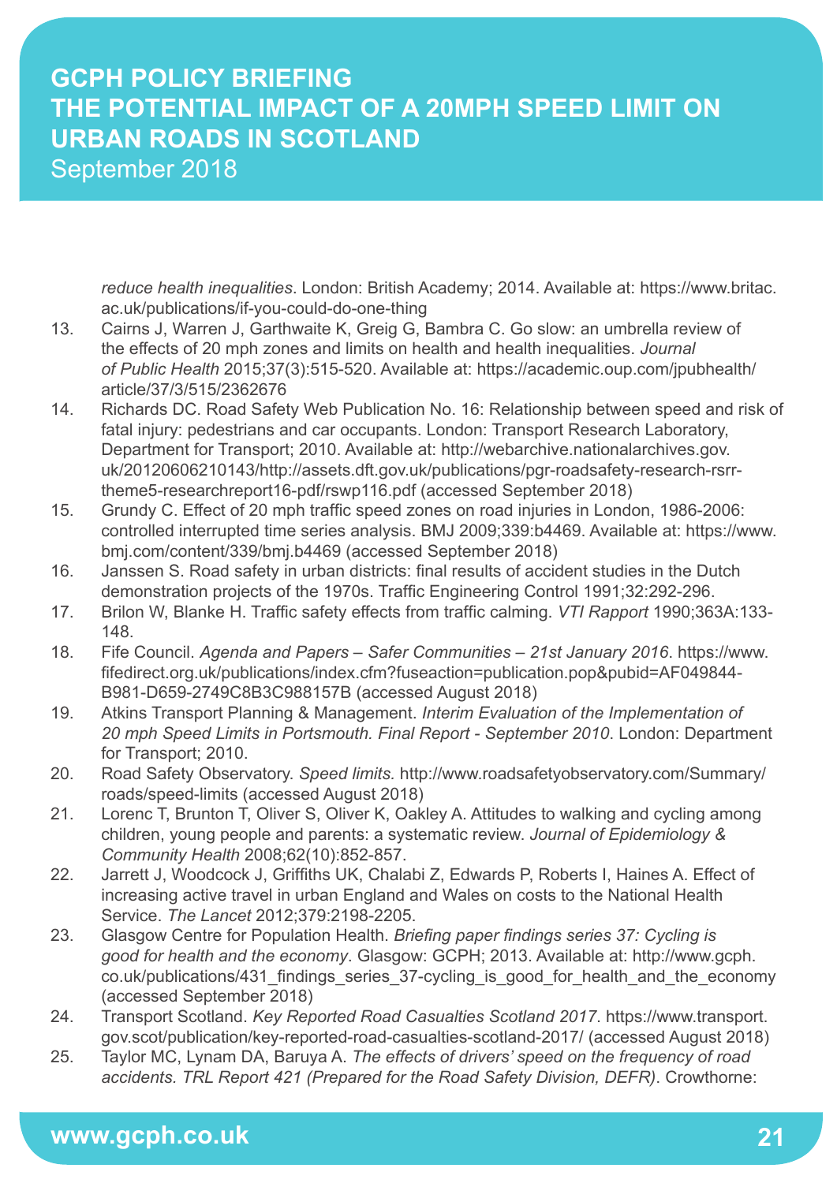*reduce health inequalities*. London: British Academy; 2014. Available at: https://www.britac.ac.uk/publications/if-you-could-do-one-thing

13. Cairns J, Warren J, Garthwaite K, Greig G, Bambra C. Go slow: an umbrella review of the effects of 20 mph zones and limits on health and health inequalities. *Journal of Public Health* 2015;37(3):515-520. Available at: https://academic.oup.com/jpubhealth/article/37/3/515/2362676
14. Richards DC. Road Safety Web Publication No. 16: Relationship between speed and risk of fatal injury: pedestrians and car occupants. London: Transport Research Laboratory, Department for Transport; 2010. Available at: http://webarchive.nationalarchives.gov.uk/20120606210143/http://assets.dft.gov.uk/publications/pgr-roadsafety-research-rsrr-theme5-researchreport16-pdf/rswp116.pdf (accessed September 2018)
15. Grundy C. Effect of 20 mph traffic speed zones on road injuries in London, 1986-2006: controlled interrupted time series analysis. BMJ 2009;339:b4469. Available at: https://www.bmj.com/content/339/bmj.b4469 (accessed September 2018)
16. Janssen S. Road safety in urban districts: final results of accident studies in the Dutch demonstration projects of the 1970s. Traffic Engineering Control 1991;32:292-296.
17. Brilon W, Blanke H. Traffic safety effects from traffic calming. *VTI Rapport* 1990;363A:133-148.
18. Fife Council. *Agenda and Papers – Safer Communities – 21st January 2016*. https://www.fifedirect.org.uk/publications/index.cfm?fuseaction=publication.pop&pubid=AF049844-B981-D659-2749C8B3C988157B (accessed August 2018)
19. Atkins Transport Planning & Management. *Interim Evaluation of the Implementation of 20 mph Speed Limits in Portsmouth. Final Report - September 2010*. London: Department for Transport; 2010.
20. Road Safety Observatory. *Speed limits.* http://www.roadsafetyobservatory.com/Summary/roads/speed-limits (accessed August 2018)
21. Lorenc T, Brunton T, Oliver S, Oliver K, Oakley A. Attitudes to walking and cycling among children, young people and parents: a systematic review. *Journal of Epidemiology & Community Health* 2008;62(10):852-857.
22. Jarrett J, Woodcock J, Griffiths UK, Chalabi Z, Edwards P, Roberts I, Haines A. Effect of increasing active travel in urban England and Wales on costs to the National Health Service. *The Lancet* 2012;379:2198-2205.
23. Glasgow Centre for Population Health. *Briefing paper findings series 37: Cycling is good for health and the economy*. Glasgow: GCPH; 2013. Available at: http://www.gcph.co.uk/publications/431_findings_series_37-cycling_is_good_for_health_and_the_economy (accessed September 2018)
24. Transport Scotland. *Key Reported Road Casualties Scotland 2017*. https://www.transport.gov.scot/publication/key-reported-road-casualties-scotland-2017/ (accessed August 2018)
25. Taylor MC, Lynam DA, Baruya A. *The effects of drivers' speed on the frequency of road accidents. TRL Report 421 (Prepared for the Road Safety Division, DEFR)*. Crowthorne: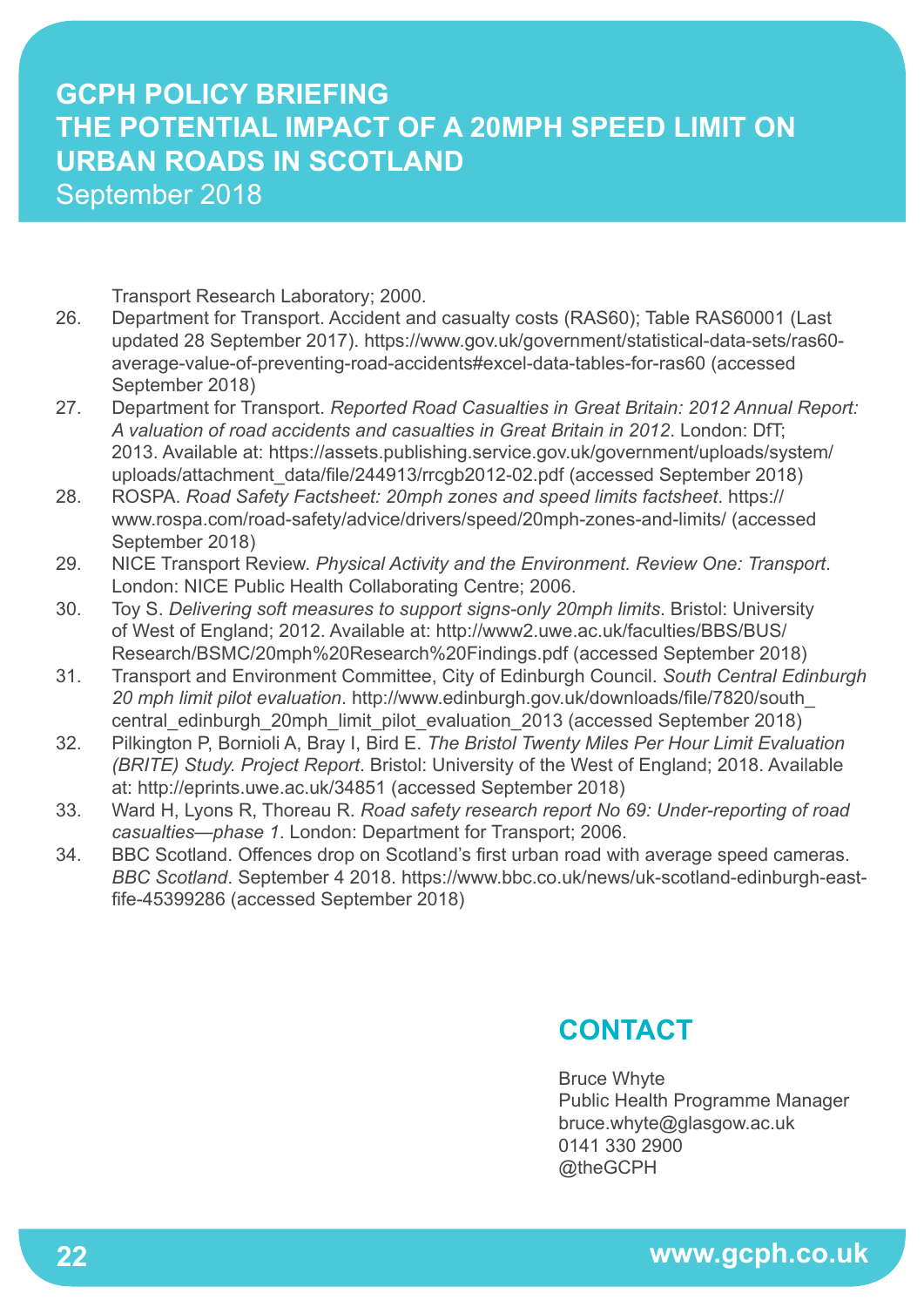Transport Research Laboratory; 2000.

26. Department for Transport. Accident and casualty costs (RAS60); Table RAS60001 (Last updated 28 September 2017). https://www.gov.uk/government/statistical-data-sets/ras60-average-value-of-preventing-road-accidents#excel-data-tables-for-ras60 (accessed September 2018)
27. Department for Transport. *Reported Road Casualties in Great Britain: 2012 Annual Report: A valuation of road accidents and casualties in Great Britain in 2012*. London: DfT; 2013. Available at: https://assets.publishing.service.gov.uk/government/uploads/system/uploads/attachment_data/file/244913/rrcgb2012-02.pdf (accessed September 2018)
28. ROSPA. *Road Safety Factsheet: 20mph zones and speed limits factsheet*. https://www.rospa.com/road-safety/advice/drivers/speed/20mph-zones-and-limits/ (accessed September 2018)
29. NICE Transport Review. *Physical Activity and the Environment. Review One: Transport*. London: NICE Public Health Collaborating Centre; 2006.
30. Toy S. *Delivering soft measures to support signs-only 20mph limits*. Bristol: University of West of England; 2012. Available at: http://www2.uwe.ac.uk/faculties/BBS/BUS/Research/BSMC/20mph%20Research%20Findings.pdf (accessed September 2018)
31. Transport and Environment Committee, City of Edinburgh Council. *South Central Edinburgh 20 mph limit pilot evaluation*. http://www.edinburgh.gov.uk/downloads/file/7820/south_central_edinburgh_20mph_limit_pilot_evaluation_2013 (accessed September 2018)
32. Pilkington P, Bornioli A, Bray I, Bird E. *The Bristol Twenty Miles Per Hour Limit Evaluation (BRITE) Study. Project Report*. Bristol: University of the West of England; 2018. Available at: http://eprints.uwe.ac.uk/34851 (accessed September 2018)
33. Ward H, Lyons R, Thoreau R. *Road safety research report No 69: Under-reporting of road casualties—phase 1*. London: Department for Transport; 2006.
34. BBC Scotland. Offences drop on Scotland's first urban road with average speed cameras. *BBC Scotland*. September 4 2018. https://www.bbc.co.uk/news/uk-scotland-edinburgh-east-fife-45399286 (accessed September 2018)

## CONTACT

Bruce Whyte
Public Health Programme Manager
bruce.whyte@glasgow.ac.uk
0141 330 2900
@theGCPH